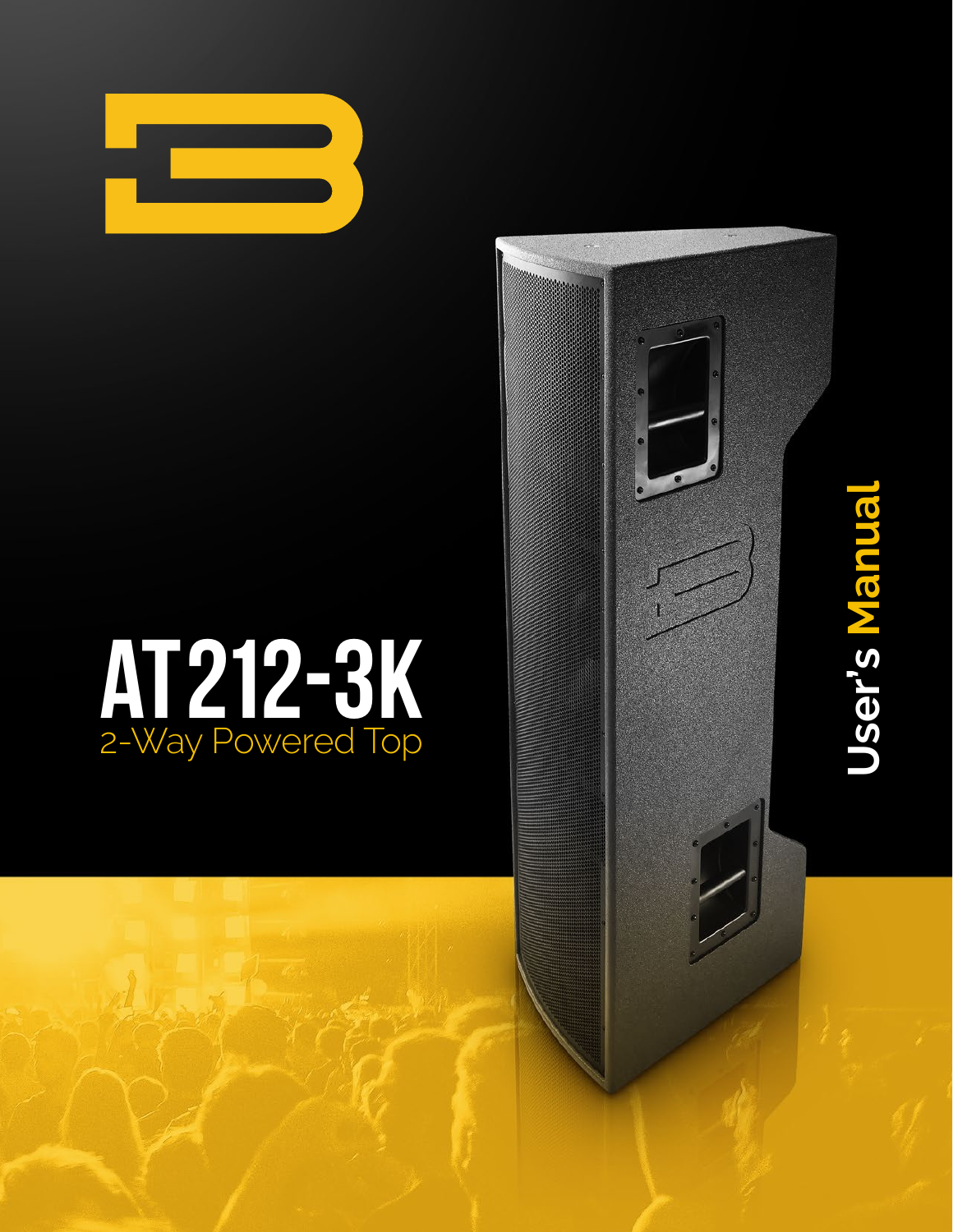# AT212-3K

2-Way Powered Top

User's Manual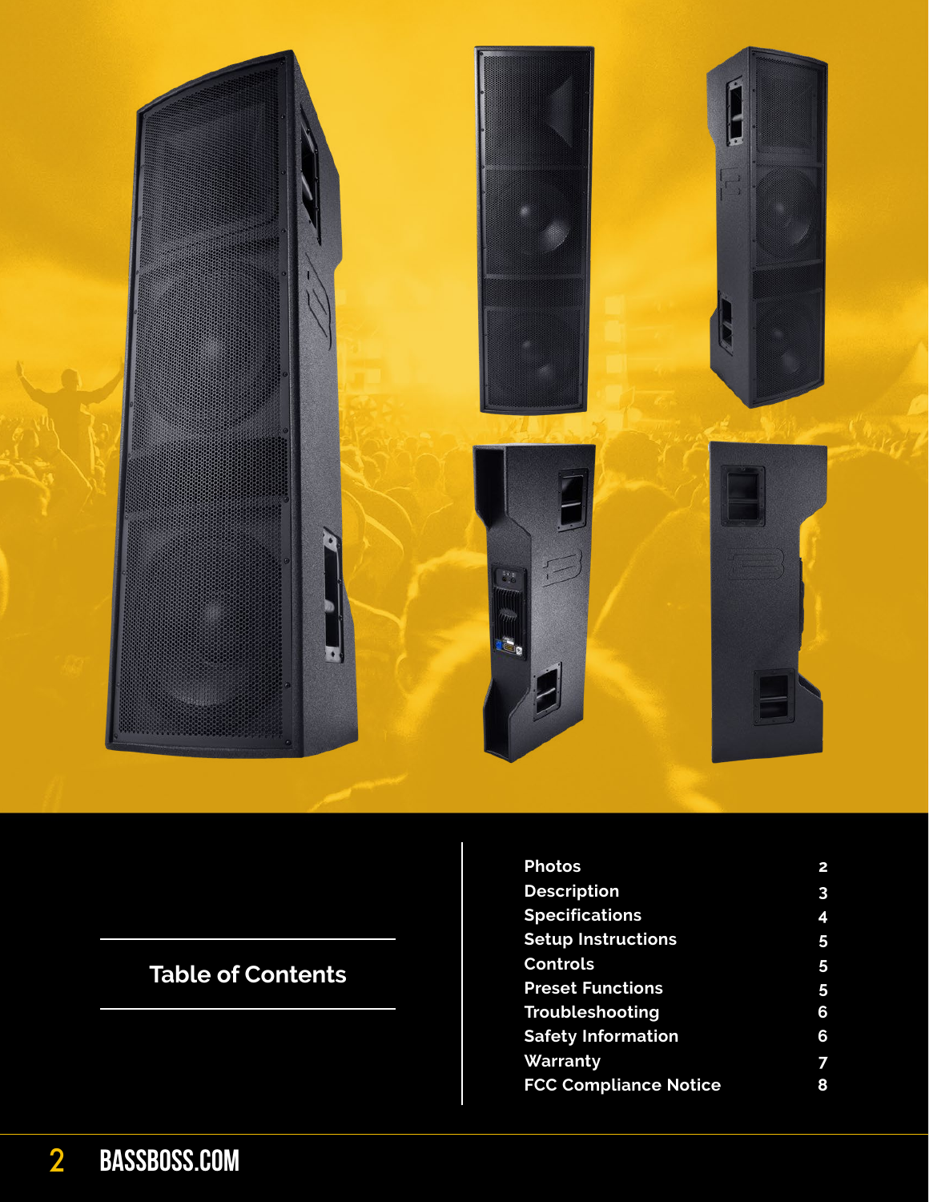## Table of Contents

| | |
|---|---|
| Photos | 2 |
| Description | 3 |
| Specifications | 4 |
| Setup Instructions | 5 |
| Controls | 5 |
| Preset Functions | 5 |
| Troubleshooting | 6 |
| Safety Information | 6 |
| Warranty | 7 |
| FCC Compliance Notice | 8 |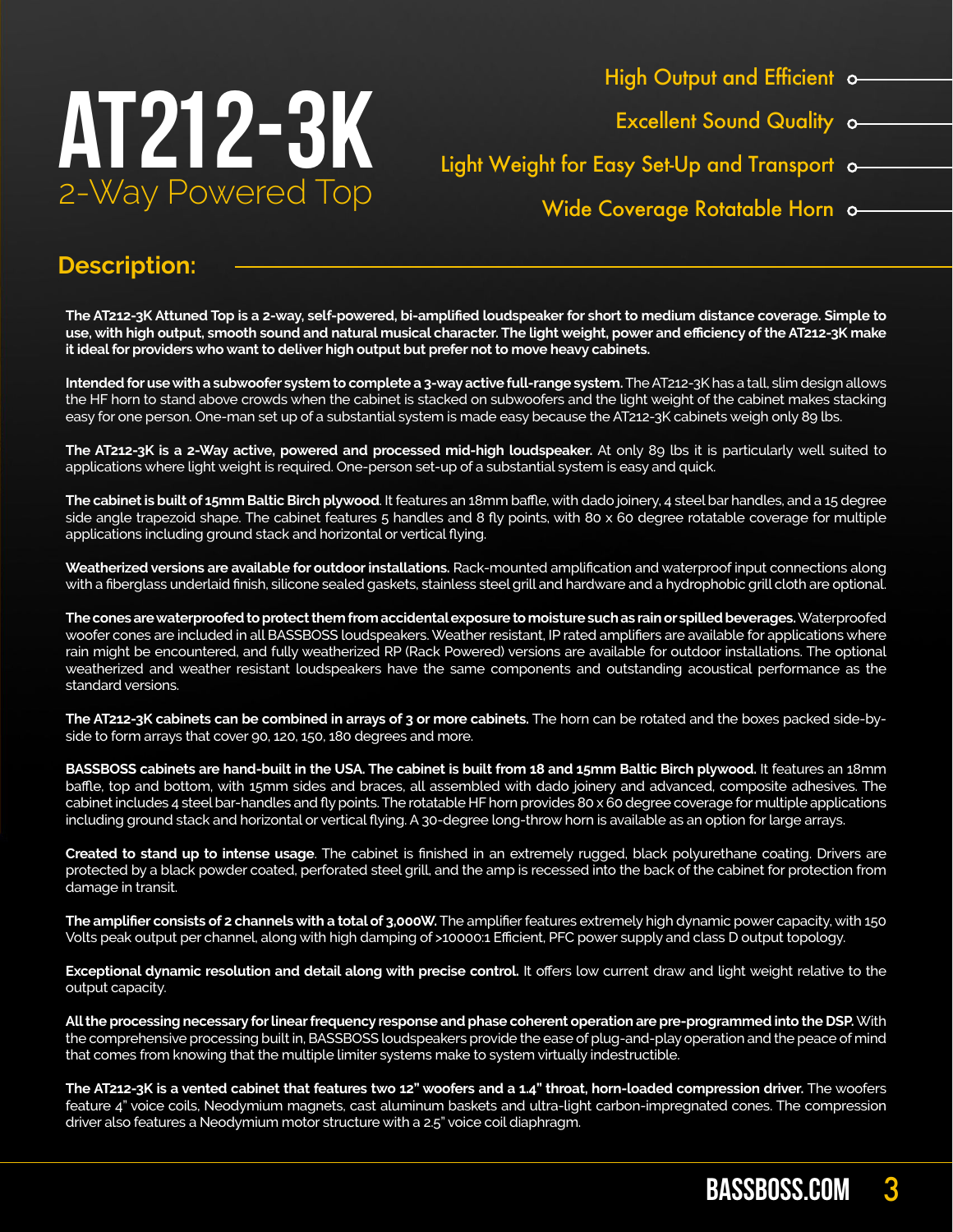# AT212-3K

## 2-Way Powered Top

- High Output and Efficient
- Excellent Sound Quality
- Light Weight for Easy Set-Up and Transport
- Wide Coverage Rotatable Horn

## Description:

**The AT212-3K Attuned Top is a 2-way, self-powered, bi-amplified loudspeaker for short to medium distance coverage. Simple to use, with high output, smooth sound and natural musical character. The light weight, power and efficiency of the AT212-3K make it ideal for providers who want to deliver high output but prefer not to move heavy cabinets.**

**Intended for use with a subwoofer system to complete a 3-way active full-range system.** The AT212-3K has a tall, slim design allows the HF horn to stand above crowds when the cabinet is stacked on subwoofers and the light weight of the cabinet makes stacking easy for one person. One-man set up of a substantial system is made easy because the AT212-3K cabinets weigh only 89 lbs.

**The AT212-3K is a 2-Way active, powered and processed mid-high loudspeaker.** At only 89 lbs it is particularly well suited to applications where light weight is required. One-person set-up of a substantial system is easy and quick.

**The cabinet is built of 15mm Baltic Birch plywood**. It features an 18mm baffle, with dado joinery, 4 steel bar handles, and a 15 degree side angle trapezoid shape. The cabinet features 5 handles and 8 fly points, with 80 x 60 degree rotatable coverage for multiple applications including ground stack and horizontal or vertical flying.

**Weatherized versions are available for outdoor installations.** Rack-mounted amplification and waterproof input connections along with a fiberglass underlaid finish, silicone sealed gaskets, stainless steel grill and hardware and a hydrophobic grill cloth are optional.

**The cones are waterproofed to protect them from accidental exposure to moisture such as rain or spilled beverages.** Waterproofed woofer cones are included in all BASSBOSS loudspeakers. Weather resistant, IP rated amplifiers are available for applications where rain might be encountered, and fully weatherized RP (Rack Powered) versions are available for outdoor installations. The optional weatherized and weather resistant loudspeakers have the same components and outstanding acoustical performance as the standard versions.

**The AT212-3K cabinets can be combined in arrays of 3 or more cabinets.** The horn can be rotated and the boxes packed side-by-side to form arrays that cover 90, 120, 150, 180 degrees and more.

**BASSBOSS cabinets are hand-built in the USA. The cabinet is built from 18 and 15mm Baltic Birch plywood.** It features an 18mm baffle, top and bottom, with 15mm sides and braces, all assembled with dado joinery and advanced, composite adhesives. The cabinet includes 4 steel bar-handles and fly points. The rotatable HF horn provides 80 x 60 degree coverage for multiple applications including ground stack and horizontal or vertical flying. A 30-degree long-throw horn is available as an option for large arrays.

**Created to stand up to intense usage**. The cabinet is finished in an extremely rugged, black polyurethane coating. Drivers are protected by a black powder coated, perforated steel grill, and the amp is recessed into the back of the cabinet for protection from damage in transit.

**The amplifier consists of 2 channels with a total of 3,000W.** The amplifier features extremely high dynamic power capacity, with 150 Volts peak output per channel, along with high damping of >10000:1 Efficient, PFC power supply and class D output topology.

**Exceptional dynamic resolution and detail along with precise control.** It offers low current draw and light weight relative to the output capacity.

**All the processing necessary for linear frequency response and phase coherent operation are pre-programmed into the DSP.** With the comprehensive processing built in, BASSBOSS loudspeakers provide the ease of plug-and-play operation and the peace of mind that comes from knowing that the multiple limiter systems make to system virtually indestructible.

**The AT212-3K is a vented cabinet that features two 12" woofers and a 1.4" throat, horn-loaded compression driver.** The woofers feature 4" voice coils, Neodymium magnets, cast aluminum baskets and ultra-light carbon-impregnated cones. The compression driver also features a Neodymium motor structure with a 2.5" voice coil diaphragm.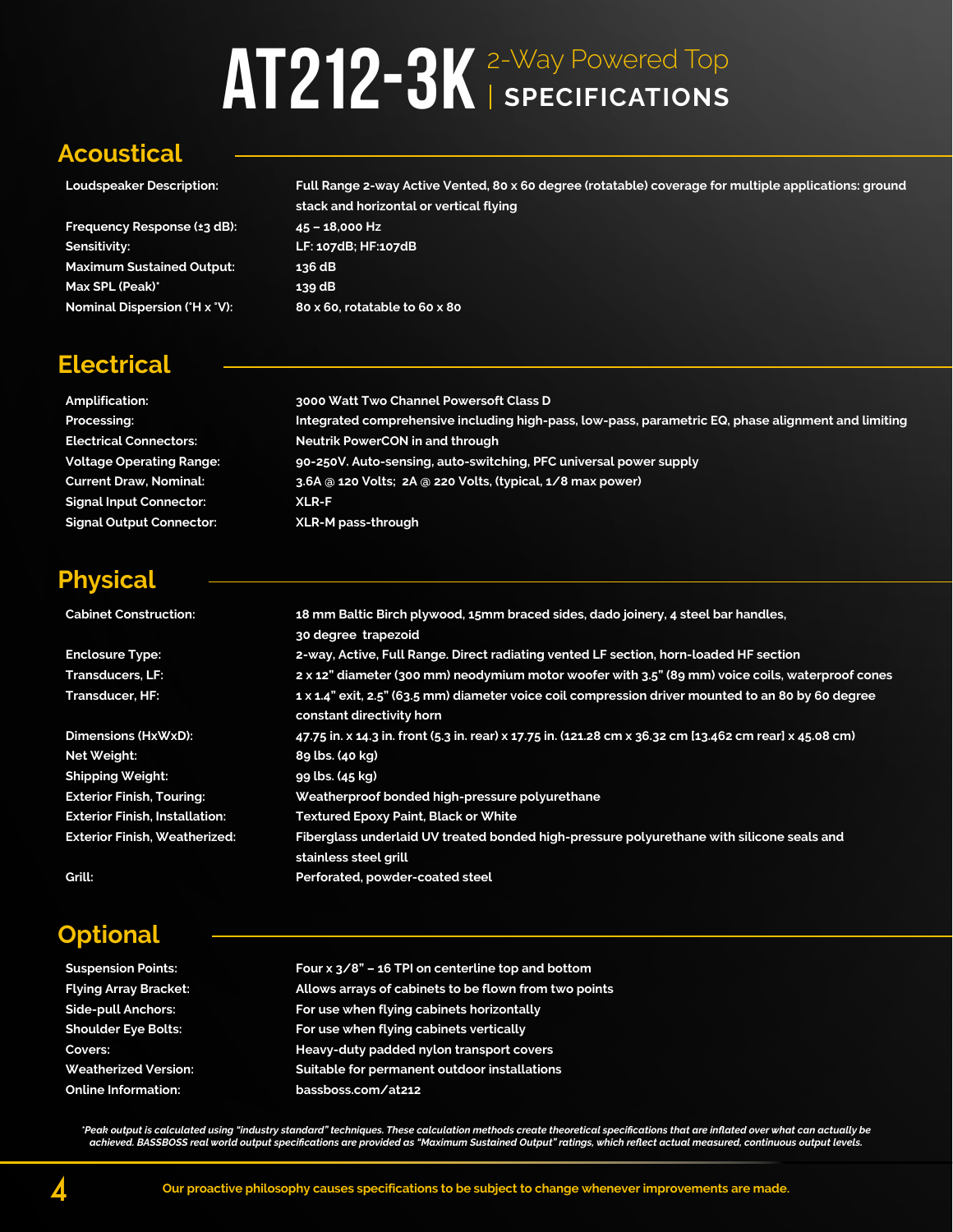# AT212-3K 2-Way Powered Top | SPECIFICATIONS

## Acoustical

| | |
|---|---|
| Loudspeaker Description: | Full Range 2-way Active Vented, 80 x 60 degree (rotatable) coverage for multiple applications: ground stack and horizontal or vertical flying |
| Frequency Response (±3 dB): | 45 – 18,000 Hz |
| Sensitivity: | LF: 107dB; HF:107dB |
| Maximum Sustained Output: | 136 dB |
| Max SPL (Peak)* | 139 dB |
| Nominal Dispersion (°H x °V): | 80 x 60, rotatable to 60 x 80 |

## Electrical

| | |
|---|---|
| Amplification: | 3000 Watt Two Channel Powersoft Class D |
| Processing: | Integrated comprehensive including high-pass, low-pass, parametric EQ, phase alignment and limiting |
| Electrical Connectors: | Neutrik PowerCON in and through |
| Voltage Operating Range: | 90-250V. Auto-sensing, auto-switching, PFC universal power supply |
| Current Draw, Nominal: | 3.6A @ 120 Volts; 2A @ 220 Volts, (typical, 1/8 max power) |
| Signal Input Connector: | XLR-F |
| Signal Output Connector: | XLR-M pass-through |

## Physical

| | |
|---|---|
| Cabinet Construction: | 18 mm Baltic Birch plywood, 15mm braced sides, dado joinery, 4 steel bar handles, 30 degree trapezoid |
| Enclosure Type: | 2-way, Active, Full Range. Direct radiating vented LF section, horn-loaded HF section |
| Transducers, LF: | 2 x 12" diameter (300 mm) neodymium motor woofer with 3.5" (89 mm) voice coils, waterproof cones |
| Transducer, HF: | 1 x 1.4" exit, 2.5" (63.5 mm) diameter voice coil compression driver mounted to an 80 by 60 degree constant directivity horn |
| Dimensions (HxWxD): | 47.75 in. x 14.3 in. front (5.3 in. rear) x 17.75 in. (121.28 cm x 36.32 cm [13.462 cm rear] x 45.08 cm) |
| Net Weight: | 89 lbs. (40 kg) |
| Shipping Weight: | 99 lbs. (45 kg) |
| Exterior Finish, Touring: | Weatherproof bonded high-pressure polyurethane |
| Exterior Finish, Installation: | Textured Epoxy Paint, Black or White |
| Exterior Finish, Weatherized: | Fiberglass underlaid UV treated bonded high-pressure polyurethane with silicone seals and stainless steel grill |
| Grill: | Perforated, powder-coated steel |

## Optional

| | |
|---|---|
| Suspension Points: | Four x 3/8" – 16 TPI on centerline top and bottom |
| Flying Array Bracket: | Allows arrays of cabinets to be flown from two points |
| Side-pull Anchors: | For use when flying cabinets horizontally |
| Shoulder Eye Bolts: | For use when flying cabinets vertically |
| Covers: | Heavy-duty padded nylon transport covers |
| Weatherized Version: | Suitable for permanent outdoor installations |
| Online Information: | bassboss.com/at212 |

*\*Peak output is calculated using "industry standard" techniques. These calculation methods create theoretical specifications that are inflated over what can actually be achieved. BASSBOSS real world output specifications are provided as "Maximum Sustained Output" ratings, which reflect actual measured, continuous output levels.*

Our proactive philosophy causes specifications to be subject to change whenever improvements are made.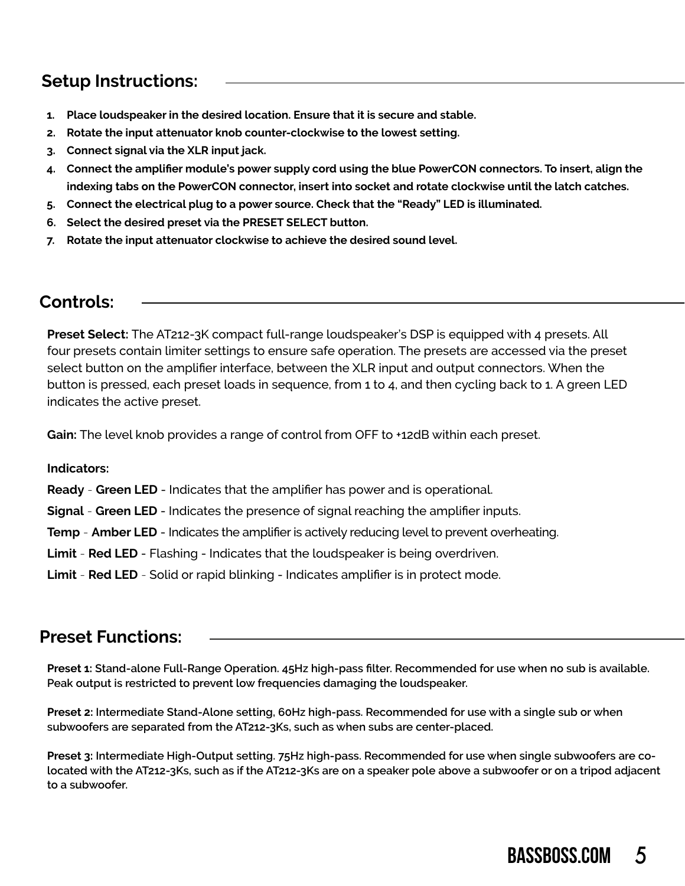## Setup Instructions:

1. **Place loudspeaker in the desired location. Ensure that it is secure and stable.**
2. **Rotate the input attenuator knob counter-clockwise to the lowest setting.**
3. **Connect signal via the XLR input jack.**
4. **Connect the amplifier module's power supply cord using the blue PowerCON connectors. To insert, align the indexing tabs on the PowerCON connector, insert into socket and rotate clockwise until the latch catches.**
5. **Connect the electrical plug to a power source. Check that the "Ready" LED is illuminated.**
6. **Select the desired preset via the PRESET SELECT button.**
7. **Rotate the input attenuator clockwise to achieve the desired sound level.**

## Controls:

**Preset Select:** The AT212-3K compact full-range loudspeaker's DSP is equipped with 4 presets. All four presets contain limiter settings to ensure safe operation. The presets are accessed via the preset select button on the amplifier interface, between the XLR input and output connectors. When the button is pressed, each preset loads in sequence, from 1 to 4, and then cycling back to 1. A green LED indicates the active preset.

**Gain:** The level knob provides a range of control from OFF to +12dB within each preset.

**Indicators:**

**Ready** - **Green LED** - Indicates that the amplifier has power and is operational.

**Signal** - **Green LED** - Indicates the presence of signal reaching the amplifier inputs.

**Temp** - **Amber LED** - Indicates the amplifier is actively reducing level to prevent overheating.

**Limit** - **Red LED** - Flashing - Indicates that the loudspeaker is being overdriven.

**Limit** - **Red LED** - Solid or rapid blinking - Indicates amplifier is in protect mode.

## Preset Functions:

**Preset 1: Stand-alone Full-Range Operation. 45Hz high-pass filter. Recommended for use when no sub is available. Peak output is restricted to prevent low frequencies damaging the loudspeaker.**

**Preset 2: Intermediate Stand-Alone setting, 60Hz high-pass. Recommended for use with a single sub or when subwoofers are separated from the AT212-3Ks, such as when subs are center-placed.**

**Preset 3: Intermediate High-Output setting. 75Hz high-pass. Recommended for use when single subwoofers are co-located with the AT212-3Ks, such as if the AT212-3Ks are on a speaker pole above a subwoofer or on a tripod adjacent to a subwoofer.**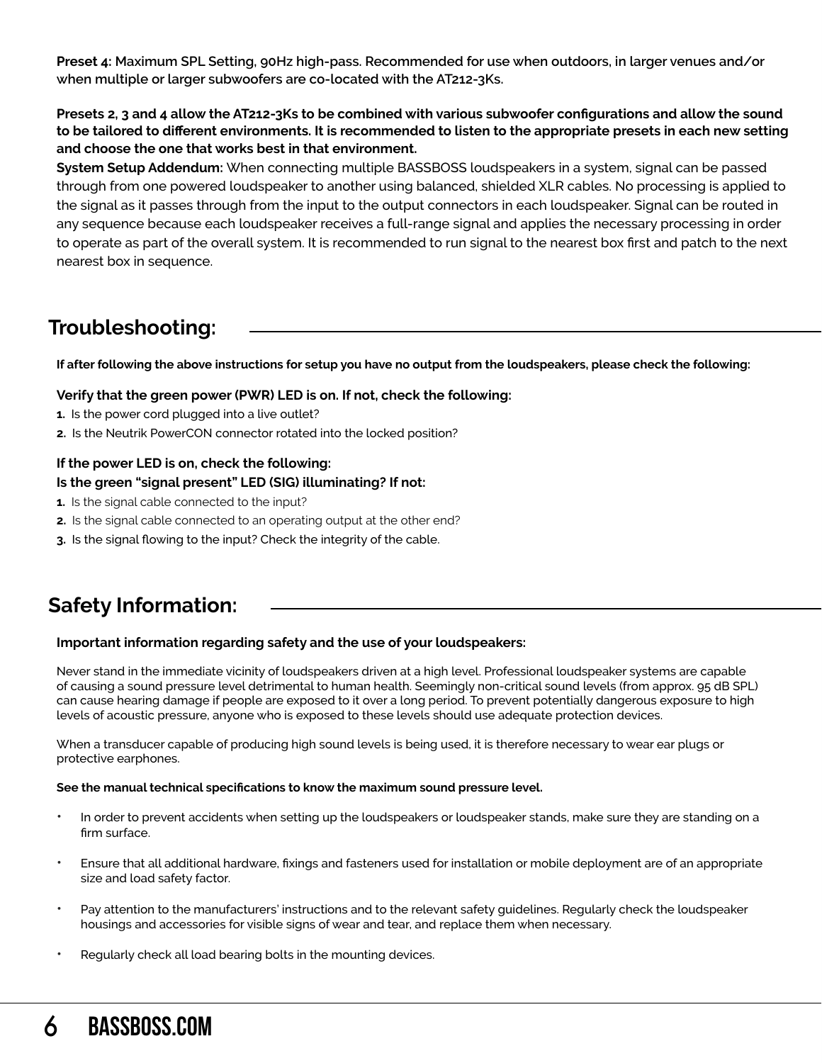**Preset 4:** Maximum SPL Setting, 90Hz high-pass. Recommended for use when outdoors, in larger venues and/or when multiple or larger subwoofers are co-located with the AT212-3Ks.

**Presets 2, 3 and 4 allow the AT212-3Ks to be combined with various subwoofer configurations and allow the sound to be tailored to different environments. It is recommended to listen to the appropriate presets in each new setting and choose the one that works best in that environment.**

**System Setup Addendum:** When connecting multiple BASSBOSS loudspeakers in a system, signal can be passed through from one powered loudspeaker to another using balanced, shielded XLR cables. No processing is applied to the signal as it passes through from the input to the output connectors in each loudspeaker. Signal can be routed in any sequence because each loudspeaker receives a full-range signal and applies the necessary processing in order to operate as part of the overall system. It is recommended to run signal to the nearest box first and patch to the next nearest box in sequence.

## Troubleshooting:

**If after following the above instructions for setup you have no output from the loudspeakers, please check the following:**

**Verify that the green power (PWR) LED is on. If not, check the following:**

1. Is the power cord plugged into a live outlet?
2. Is the Neutrik PowerCON connector rotated into the locked position?

**If the power LED is on, check the following:**
**Is the green "signal present" LED (SIG) illuminating? If not:**

1. Is the signal cable connected to the input?
2. Is the signal cable connected to an operating output at the other end?
3. Is the signal flowing to the input? Check the integrity of the cable.

## Safety Information:

**Important information regarding safety and the use of your loudspeakers:**

Never stand in the immediate vicinity of loudspeakers driven at a high level. Professional loudspeaker systems are capable of causing a sound pressure level detrimental to human health. Seemingly non-critical sound levels (from approx. 95 dB SPL) can cause hearing damage if people are exposed to it over a long period. To prevent potentially dangerous exposure to high levels of acoustic pressure, anyone who is exposed to these levels should use adequate protection devices.

When a transducer capable of producing high sound levels is being used, it is therefore necessary to wear ear plugs or protective earphones.

**See the manual technical specifications to know the maximum sound pressure level.**

- In order to prevent accidents when setting up the loudspeakers or loudspeaker stands, make sure they are standing on a firm surface.
- Ensure that all additional hardware, fixings and fasteners used for installation or mobile deployment are of an appropriate size and load safety factor.
- Pay attention to the manufacturers' instructions and to the relevant safety guidelines. Regularly check the loudspeaker housings and accessories for visible signs of wear and tear, and replace them when necessary.
- Regularly check all load bearing bolts in the mounting devices.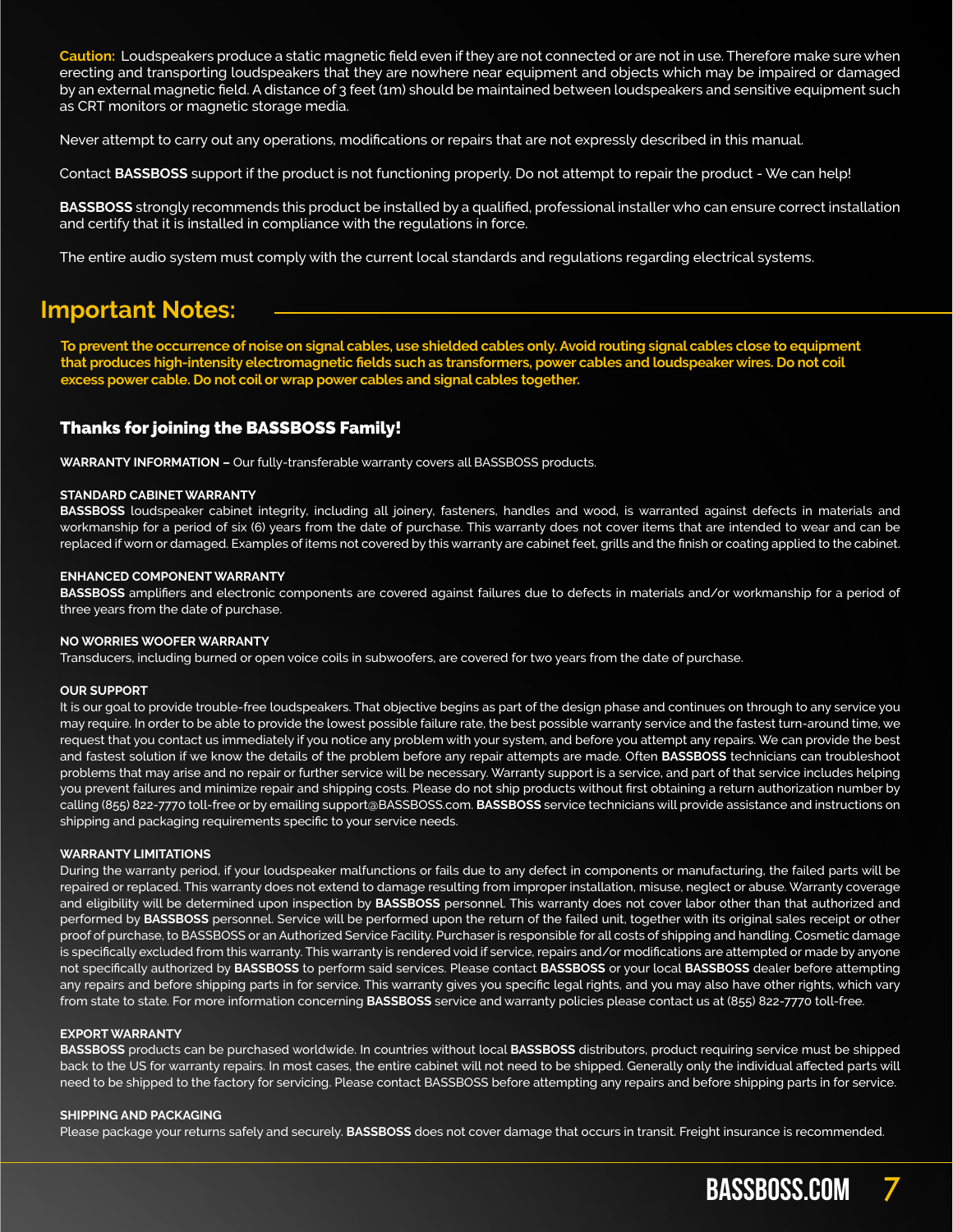**Caution:** Loudspeakers produce a static magnetic field even if they are not connected or are not in use. Therefore make sure when erecting and transporting loudspeakers that they are nowhere near equipment and objects which may be impaired or damaged by an external magnetic field. A distance of 3 feet (1m) should be maintained between loudspeakers and sensitive equipment such as CRT monitors or magnetic storage media.

Never attempt to carry out any operations, modifications or repairs that are not expressly described in this manual.

Contact **BASSBOSS** support if the product is not functioning properly. Do not attempt to repair the product - We can help!

**BASSBOSS** strongly recommends this product be installed by a qualified, professional installer who can ensure correct installation and certify that it is installed in compliance with the regulations in force.

The entire audio system must comply with the current local standards and regulations regarding electrical systems.

## Important Notes:

**To prevent the occurrence of noise on signal cables, use shielded cables only. Avoid routing signal cables close to equipment that produces high-intensity electromagnetic fields such as transformers, power cables and loudspeaker wires. Do not coil excess power cable. Do not coil or wrap power cables and signal cables together.**

### Thanks for joining the BASSBOSS Family!

**WARRANTY INFORMATION –** Our fully-transferable warranty covers all BASSBOSS products.

**STANDARD CABINET WARRANTY**
**BASSBOSS** loudspeaker cabinet integrity, including all joinery, fasteners, handles and wood, is warranted against defects in materials and workmanship for a period of six (6) years from the date of purchase. This warranty does not cover items that are intended to wear and can be replaced if worn or damaged. Examples of items not covered by this warranty are cabinet feet, grills and the finish or coating applied to the cabinet.

**ENHANCED COMPONENT WARRANTY**
**BASSBOSS** amplifiers and electronic components are covered against failures due to defects in materials and/or workmanship for a period of three years from the date of purchase.

**NO WORRIES WOOFER WARRANTY**
Transducers, including burned or open voice coils in subwoofers, are covered for two years from the date of purchase.

**OUR SUPPORT**
It is our goal to provide trouble-free loudspeakers. That objective begins as part of the design phase and continues on through to any service you may require. In order to be able to provide the lowest possible failure rate, the best possible warranty service and the fastest turn-around time, we request that you contact us immediately if you notice any problem with your system, and before you attempt any repairs. We can provide the best and fastest solution if we know the details of the problem before any repair attempts are made. Often **BASSBOSS** technicians can troubleshoot problems that may arise and no repair or further service will be necessary. Warranty support is a service, and part of that service includes helping you prevent failures and minimize repair and shipping costs. Please do not ship products without first obtaining a return authorization number by calling (855) 822-7770 toll-free or by emailing support@BASSBOSS.com. **BASSBOSS** service technicians will provide assistance and instructions on shipping and packaging requirements specific to your service needs.

**WARRANTY LIMITATIONS**
During the warranty period, if your loudspeaker malfunctions or fails due to any defect in components or manufacturing, the failed parts will be repaired or replaced. This warranty does not extend to damage resulting from improper installation, misuse, neglect or abuse. Warranty coverage and eligibility will be determined upon inspection by **BASSBOSS** personnel. This warranty does not cover labor other than that authorized and performed by **BASSBOSS** personnel. Service will be performed upon the return of the failed unit, together with its original sales receipt or other proof of purchase, to BASSBOSS or an Authorized Service Facility. Purchaser is responsible for all costs of shipping and handling. Cosmetic damage is specifically excluded from this warranty. This warranty is rendered void if service, repairs and/or modifications are attempted or made by anyone not specifically authorized by **BASSBOSS** to perform said services. Please contact **BASSBOSS** or your local **BASSBOSS** dealer before attempting any repairs and before shipping parts in for service. This warranty gives you specific legal rights, and you may also have other rights, which vary from state to state. For more information concerning **BASSBOSS** service and warranty policies please contact us at (855) 822-7770 toll-free.

**EXPORT WARRANTY**
**BASSBOSS** products can be purchased worldwide. In countries without local **BASSBOSS** distributors, product requiring service must be shipped back to the US for warranty repairs. In most cases, the entire cabinet will not need to be shipped. Generally only the individual affected parts will need to be shipped to the factory for servicing. Please contact BASSBOSS before attempting any repairs and before shipping parts in for service.

**SHIPPING AND PACKAGING**
Please package your returns safely and securely. **BASSBOSS** does not cover damage that occurs in transit. Freight insurance is recommended.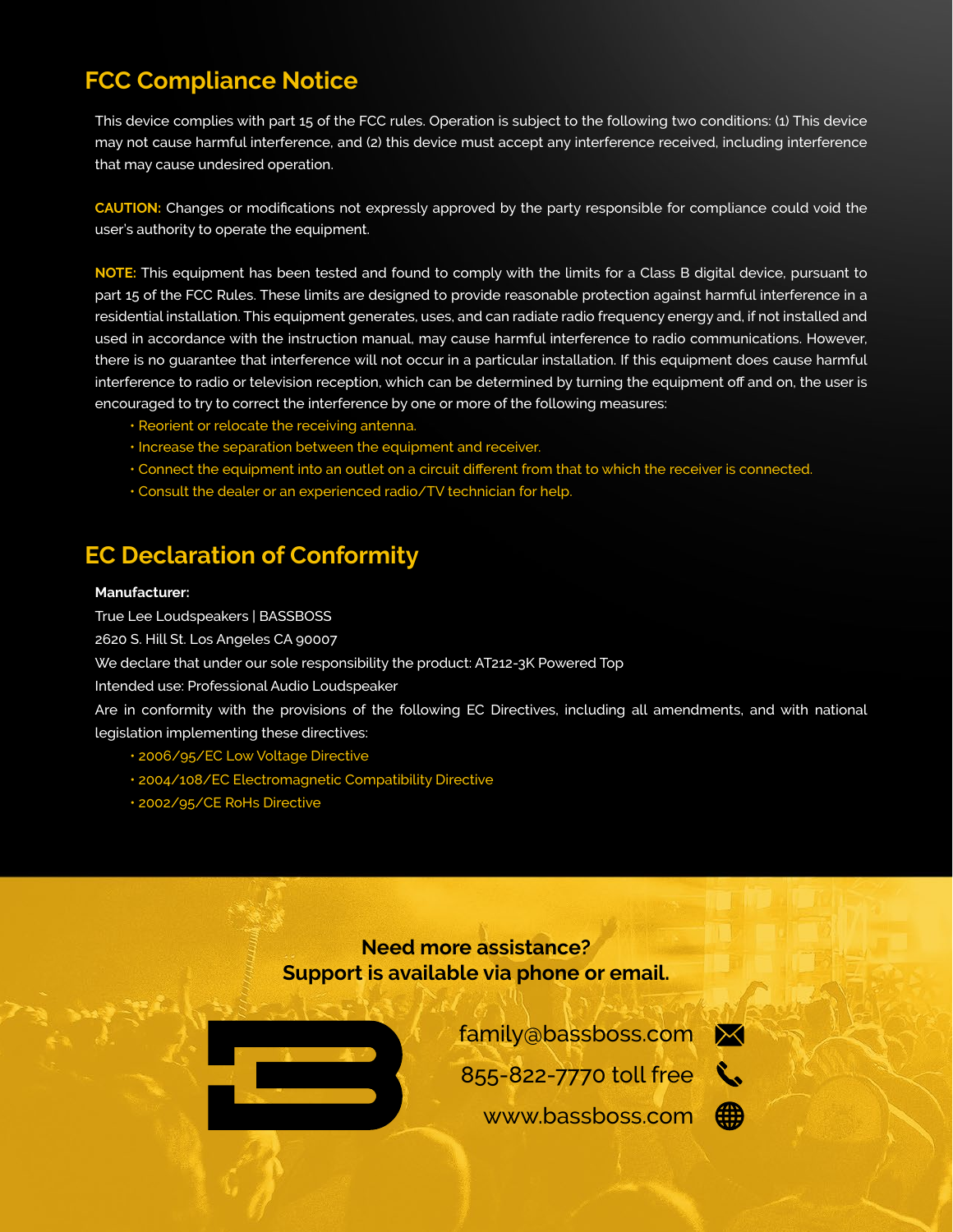## FCC Compliance Notice

This device complies with part 15 of the FCC rules. Operation is subject to the following two conditions: (1) This device may not cause harmful interference, and (2) this device must accept any interference received, including interference that may cause undesired operation.

**CAUTION:** Changes or modifications not expressly approved by the party responsible for compliance could void the user's authority to operate the equipment.

**NOTE:** This equipment has been tested and found to comply with the limits for a Class B digital device, pursuant to part 15 of the FCC Rules. These limits are designed to provide reasonable protection against harmful interference in a residential installation. This equipment generates, uses, and can radiate radio frequency energy and, if not installed and used in accordance with the instruction manual, may cause harmful interference to radio communications. However, there is no guarantee that interference will not occur in a particular installation. If this equipment does cause harmful interference to radio or television reception, which can be determined by turning the equipment off and on, the user is encouraged to try to correct the interference by one or more of the following measures:

- Reorient or relocate the receiving antenna.
- Increase the separation between the equipment and receiver.
- Connect the equipment into an outlet on a circuit different from that to which the receiver is connected.
- Consult the dealer or an experienced radio/TV technician for help.

## EC Declaration of Conformity

**Manufacturer:**

True Lee Loudspeakers | BASSBOSS

2620 S. Hill St. Los Angeles CA 90007

We declare that under our sole responsibility the product: AT212-3K Powered Top

Intended use: Professional Audio Loudspeaker

Are in conformity with the provisions of the following EC Directives, including all amendments, and with national legislation implementing these directives:

- 2006/95/EC Low Voltage Directive
- 2004/108/EC Electromagnetic Compatibility Directive
- 2002/95/CE RoHs Directive

**Need more assistance?**
**Support is available via phone or email.**

family@bassboss.com

855-822-7770 toll free

www.bassboss.com